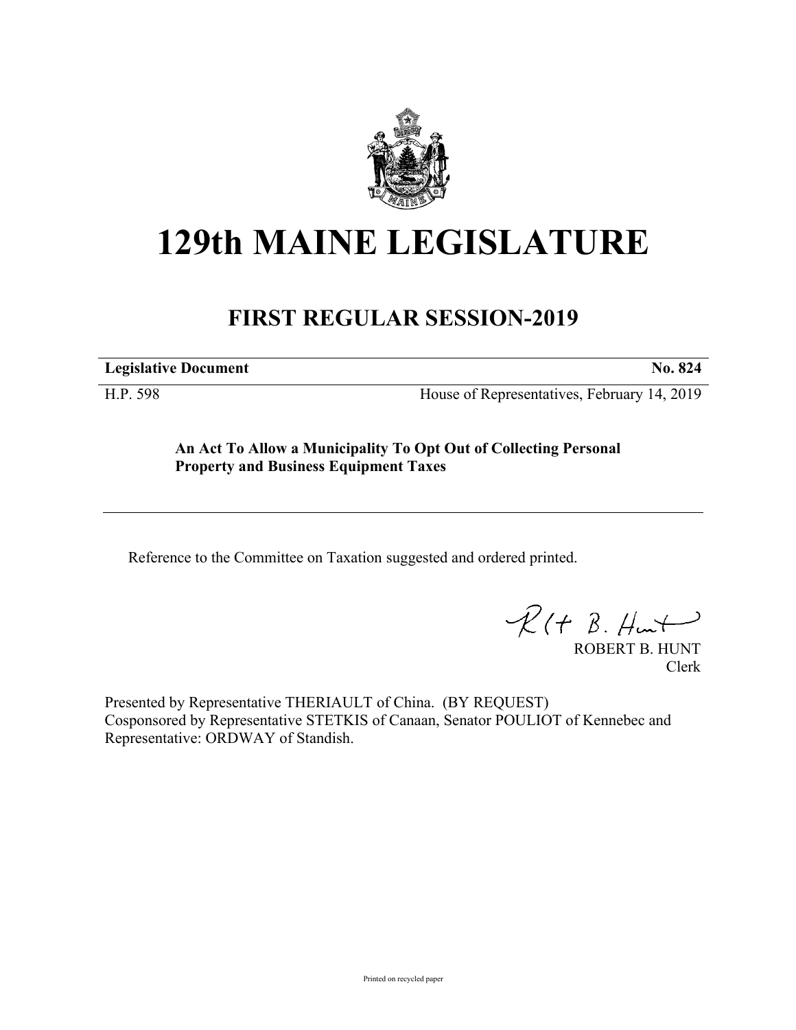# 129th MAINE LEGISLATURE

## FIRST REGULAR SESSION-2019

| **Legislative Document** | **No. 824** |
|---|---|
| H.P. 598 | House of Representatives, February 14, 2019 |

**An Act To Allow a Municipality To Opt Out of Collecting Personal Property and Business Equipment Taxes**

Reference to the Committee on Taxation suggested and ordered printed.

ROBERT B. HUNT
Clerk

Presented by Representative THERIAULT of China. (BY REQUEST)
Cosponsored by Representative STETKIS of Canaan, Senator POULIOT of Kennebec and Representative: ORDWAY of Standish.

Printed on recycled paper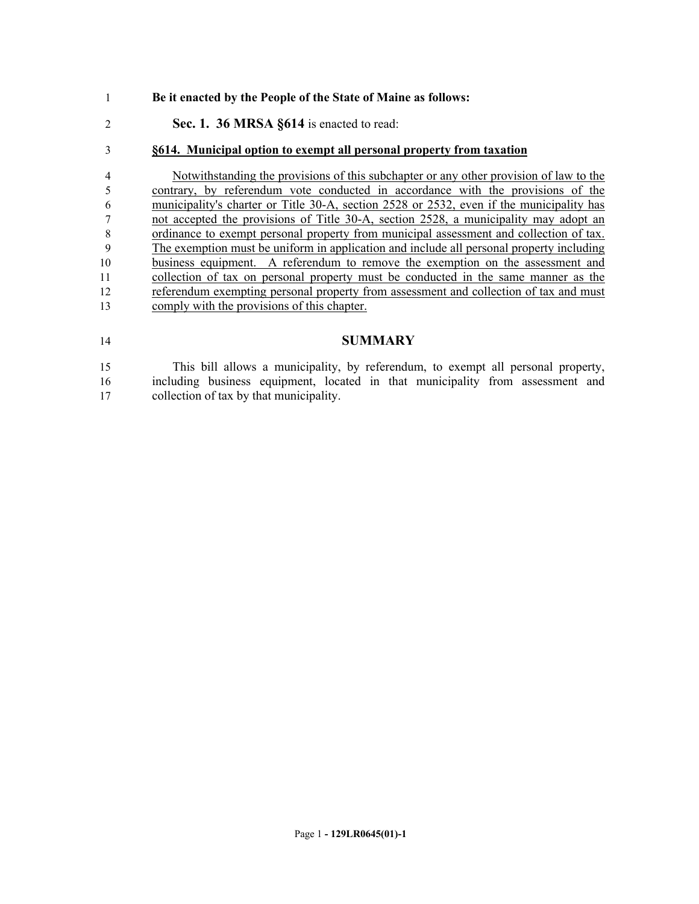**Be it enacted by the People of the State of Maine as follows:**

**Sec. 1. 36 MRSA §614** is enacted to read:

**§614. Municipal option to exempt all personal property from taxation**

Notwithstanding the provisions of this subchapter or any other provision of law to the contrary, by referendum vote conducted in accordance with the provisions of the municipality's charter or Title 30-A, section 2528 or 2532, even if the municipality has not accepted the provisions of Title 30-A, section 2528, a municipality may adopt an ordinance to exempt personal property from municipal assessment and collection of tax. The exemption must be uniform in application and include all personal property including business equipment. A referendum to remove the exemption on the assessment and collection of tax on personal property must be conducted in the same manner as the referendum exempting personal property from assessment and collection of tax and must comply with the provisions of this chapter.

## SUMMARY

This bill allows a municipality, by referendum, to exempt all personal property, including business equipment, located in that municipality from assessment and collection of tax by that municipality.